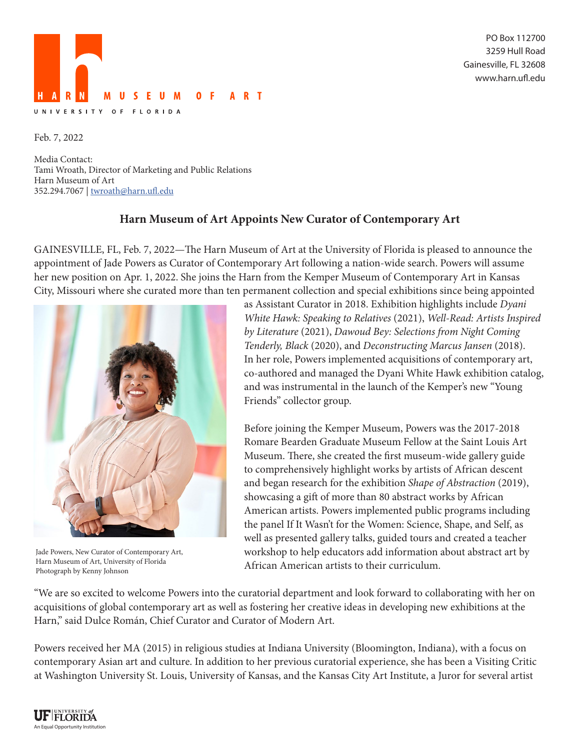HARN MUSEUM OF ART
UNIVERSITY OF FLORIDA

PO Box 112700
3259 Hull Road
Gainesville, FL 32608
www.harn.ufl.edu

Feb. 7, 2022

Media Contact:
Tami Wroath, Director of Marketing and Public Relations
Harn Museum of Art
352.294.7067 | twroath@harn.ufl.edu

## Harn Museum of Art Appoints New Curator of Contemporary Art

GAINESVILLE, FL, Feb. 7, 2022—The Harn Museum of Art at the University of Florida is pleased to announce the appointment of Jade Powers as Curator of Contemporary Art following a nation-wide search. Powers will assume her new position on Apr. 1, 2022. She joins the Harn from the Kemper Museum of Contemporary Art in Kansas City, Missouri where she curated more than ten permanent collection and special exhibitions since being appointed as Assistant Curator in 2018. Exhibition highlights include *Dyani White Hawk: Speaking to Relatives* (2021), *Well-Read: Artists Inspired by Literature* (2021), *Dawoud Bey: Selections from Night Coming Tenderly, Black* (2020), and *Deconstructing Marcus Jansen* (2018). In her role, Powers implemented acquisitions of contemporary art, co-authored and managed the Dyani White Hawk exhibition catalog, and was instrumental in the launch of the Kemper's new "Young Friends" collector group.

Jade Powers, New Curator of Contemporary Art, Harn Museum of Art, University of Florida
Photograph by Kenny Johnson

Before joining the Kemper Museum, Powers was the 2017-2018 Romare Bearden Graduate Museum Fellow at the Saint Louis Art Museum. There, she created the first museum-wide gallery guide to comprehensively highlight works by artists of African descent and began research for the exhibition *Shape of Abstraction* (2019), showcasing a gift of more than 80 abstract works by African American artists. Powers implemented public programs including the panel If It Wasn't for the Women: Science, Shape, and Self, as well as presented gallery talks, guided tours and created a teacher workshop to help educators add information about abstract art by African American artists to their curriculum.

"We are so excited to welcome Powers into the curatorial department and look forward to collaborating with her on acquisitions of global contemporary art as well as fostering her creative ideas in developing new exhibitions at the Harn," said Dulce Román, Chief Curator and Curator of Modern Art.

Powers received her MA (2015) in religious studies at Indiana University (Bloomington, Indiana), with a focus on contemporary Asian art and culture. In addition to her previous curatorial experience, she has been a Visiting Critic at Washington University St. Louis, University of Kansas, and the Kansas City Art Institute, a Juror for several artist

UF UNIVERSITY of FLORIDA
An Equal Opportunity Institution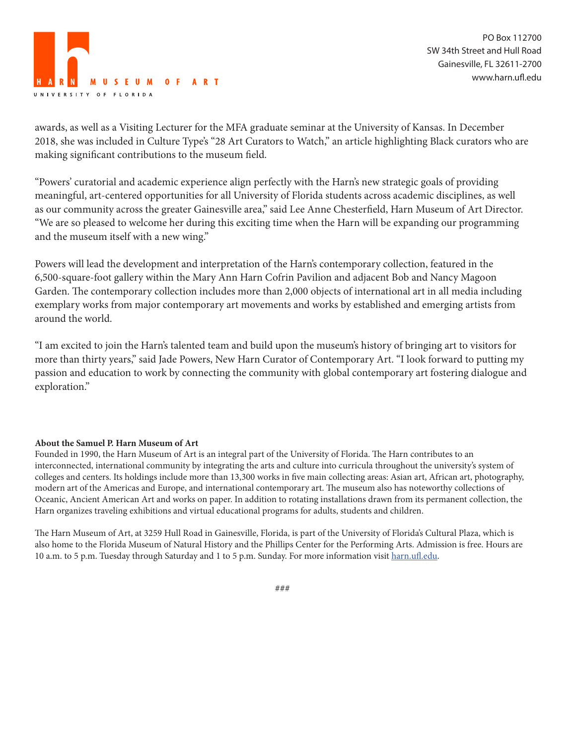awards, as well as a Visiting Lecturer for the MFA graduate seminar at the University of Kansas. In December 2018, she was included in Culture Type's "28 Art Curators to Watch," an article highlighting Black curators who are making significant contributions to the museum field.

"Powers' curatorial and academic experience align perfectly with the Harn's new strategic goals of providing meaningful, art-centered opportunities for all University of Florida students across academic disciplines, as well as our community across the greater Gainesville area," said Lee Anne Chesterfield, Harn Museum of Art Director. "We are so pleased to welcome her during this exciting time when the Harn will be expanding our programming and the museum itself with a new wing."

Powers will lead the development and interpretation of the Harn's contemporary collection, featured in the 6,500-square-foot gallery within the Mary Ann Harn Cofrin Pavilion and adjacent Bob and Nancy Magoon Garden. The contemporary collection includes more than 2,000 objects of international art in all media including exemplary works from major contemporary art movements and works by established and emerging artists from around the world.

"I am excited to join the Harn's talented team and build upon the museum's history of bringing art to visitors for more than thirty years," said Jade Powers, New Harn Curator of Contemporary Art. "I look forward to putting my passion and education to work by connecting the community with global contemporary art fostering dialogue and exploration."

**About the Samuel P. Harn Museum of Art**

Founded in 1990, the Harn Museum of Art is an integral part of the University of Florida. The Harn contributes to an interconnected, international community by integrating the arts and culture into curricula throughout the university's system of colleges and centers. Its holdings include more than 13,300 works in five main collecting areas: Asian art, African art, photography, modern art of the Americas and Europe, and international contemporary art. The museum also has noteworthy collections of Oceanic, Ancient American Art and works on paper. In addition to rotating installations drawn from its permanent collection, the Harn organizes traveling exhibitions and virtual educational programs for adults, students and children.

The Harn Museum of Art, at 3259 Hull Road in Gainesville, Florida, is part of the University of Florida's Cultural Plaza, which is also home to the Florida Museum of Natural History and the Phillips Center for the Performing Arts. Admission is free. Hours are 10 a.m. to 5 p.m. Tuesday through Saturday and 1 to 5 p.m. Sunday. For more information visit [harn.ufl.edu](harn.ufl.edu).

###